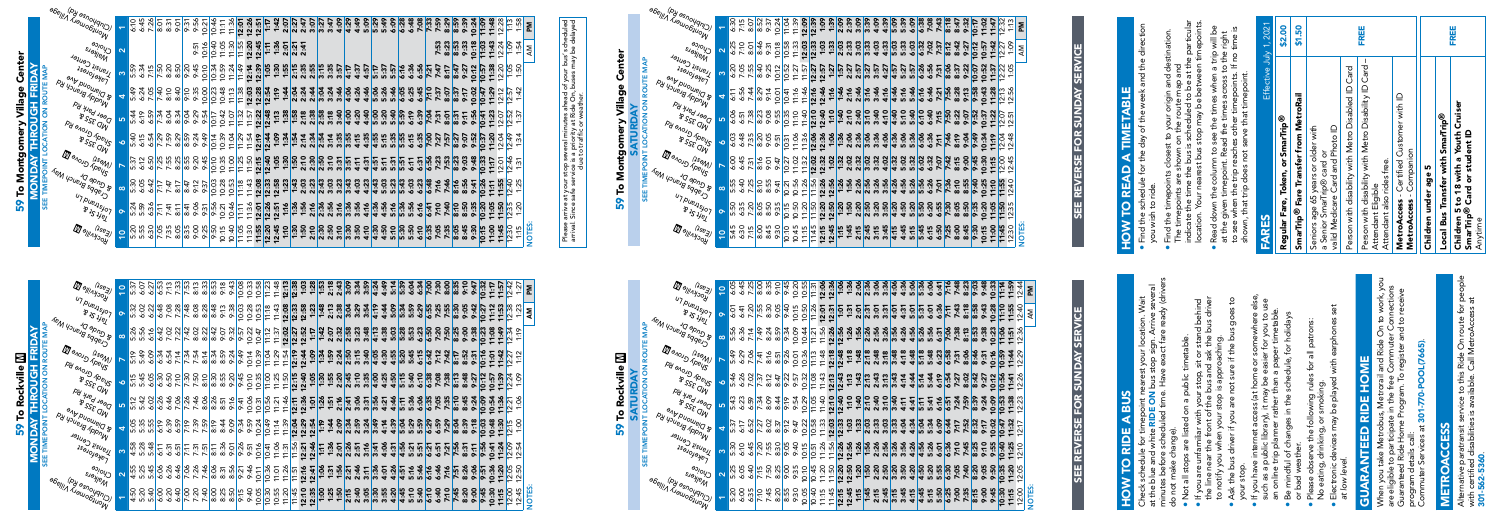# 59 To Rockville

## MONDAY THROUGH FRIDAY

SEE TIMEPOINT LOCATION ON ROUTE MAP

| 1 | 2 | 3 | 4 | 5 | 6 | 7 | 8 | 9 | 10 |
|---|---|---|---|---|---|---|---|---|---|
| Montgomery Village (Clubhouse Rd) | Walker's Choice | Lakeforest Transit Center | E Diamond Ave & Bureau Dr | Deer Park Rd | MD 355 & Shady Grove Rd | Gude Dr & Gaither Rd | Taft St & Lofstrand Ln | Gude Dr | Rockville (East) |
| 4:50 | 4:58 | 5:05 | 5:12 | 5:15 | 5:19 | 5:26 | 5:32 | 5:37 | |
| 5:20 | 5:25 | 5:28 | 5:35 | 5:42 | 5:45 | 5:49 | 5:56 | 6:02 | 6:07 |
| 5:50 | 5:58 | 6:05 | 6:12 | 6:15 | 6:19 | 6:26 | 6:32 | 6:37 | |
| 6:00 | 6:06 | 6:11 | 6:19 | 6:26 | 6:29 | 6:34 | 6:42 | 6:48 | 6:53 |

AM | PM

# 59 To Montgomery Village Center

## MONDAY THROUGH FRIDAY

SEE TIMEPOINT LOCATION ON ROUTE MAP

Please arrive at your stop several minutes ahead of your bus's scheduled arrival. Since traffic and weather conditions can affect bus travel, Ride On buses may be delayed due to traffic or weather.

NOTES:

# 59 To Rockville

## SATURDAY

SEE TIMEPOINT LOCATION ON ROUTE MAP

NOTES:

# 59 To Montgomery Village Center

## SATURDAY

SEE TIMEPOINT LOCATION ON ROUTE MAP

NOTES:

## SEE REVERSE FOR SUNDAY SERVICE

## HOW TO RIDE A BUS

Check schedule for timepoint nearest your location. Wait at the blue and white **RIDE ON** bus stop sign. Arrive several minutes before scheduled time. Have exact fare ready (drivers do not make change).

- Not all stops are listed on a public timetable.
- If you are unfamiliar with your stop, sit or stand behind the line near the front of the bus and ask the bus driver to notify you when your stop is approaching.
- Ask the bus driver if you are not sure if the bus goes to your stop.
- If you have internet access (at home or somewhere else, such as a public library), it may be easier for you to use an online trip planner rather than a paper timetable.
- Be mindful of changes in the schedule, for holidays or bad weather.
- Please observe the following rules for all patrons: No eating, drinking, or smoking.
- Electronic devices may be played with earphones set at low level.

## GUARANTEED RIDE HOME

When you take Metrobus, Metrorail and Ride On to work, you are eligible to participate in the free Commuter Connections Guaranteed Ride Home Program. To register and to receive program details, call Commuter Services at **301-770-POOL(7665)**.

## METROACCESS

Alternative paratransit service to the Ride On route for people with certified disabilities is available. Call MetroAccess at **301-562-5360**.

## SEE REVERSE FOR SUNDAY SERVICE

## HOW TO READ A TIMETABLE

- Find the schedule for the day of the week and the direction you wish to ride.
- Find the timepoints closest to your origin and destination. The timepoints are shown on the route map and indicate the time the bus is scheduled to be at the particular location. Your nearest bus stop may be between timepoints.
- Read down the column to see the times when a trip will be at the given timepoint. Read the times across to the right to see when the trip reaches other timepoints. If no time is shown, that trip does not serve that timepoint.

## FARES

Effective July 1, 2021

| | |
|---|---|
| **Regular Fare, Token, or SmarTrip®** | **$2.00** |
| **SmarTrip® Fare Transfer from MetroRail** | **$1.50** |
| Seniors age 65 years or older with a Senior SmarTrip® card or valid Medicare Card and Photo ID | **FREE** |
| Person with disability with Metro Disability ID Card | |
| Person with disability with Metro Disability ID Card – Attendant Eligible | |
| Attendant also rides free. | |
| **MetroAccess** - Certified Customer with ID | |
| **MetroAccess** - Companion | |
| **Children under age 5** | |
| **Local Bus Transfer with SmarTrip®** | **FREE** |
| **Children 5 to 18 with a Youth Cruiser SmarTrip® Card or student ID** Anytime | |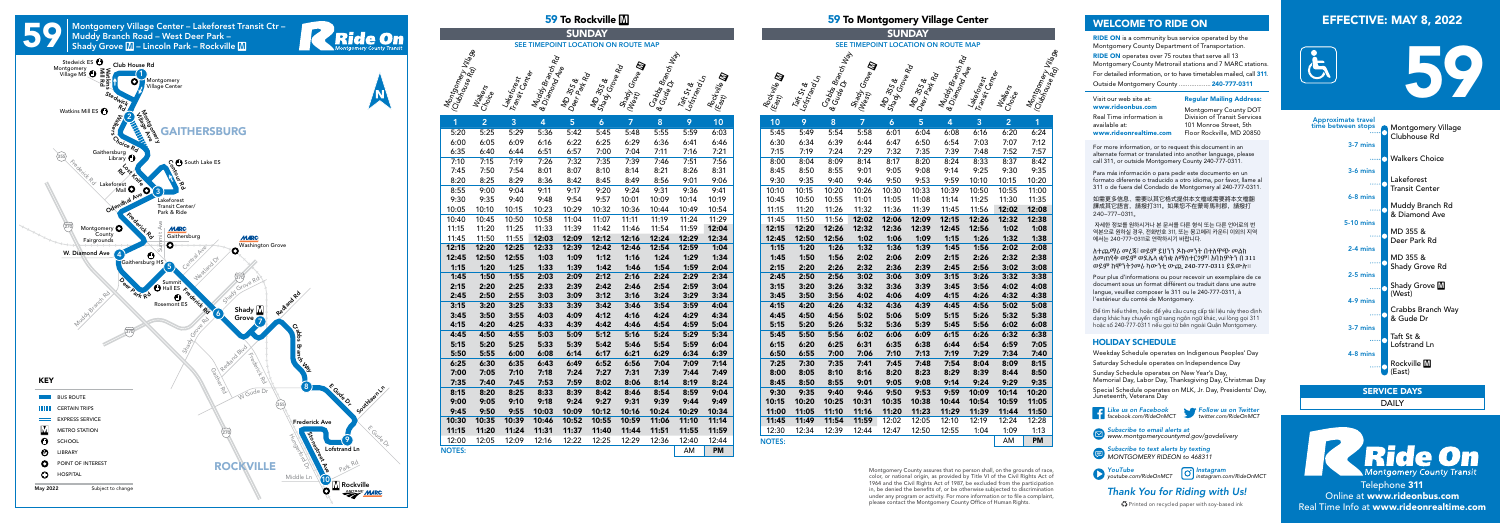# 59 Montgomery Village Center – Lakeforest Transit Ctr – Muddy Branch Road – West Deer Park – Shady Grove Ⓜ – Lincoln Park – Rockville Ⓜ

Ride On Montgomery County Transit

Stedwick ES, Montgomery Village MS, Club House Rd, Watkins Mill ES, Montgomery Village Center, Gaithersburg Library, South Lake ES, Lakeforest Mall, Lakeforest Transit Center/Park & Ride, Montgomery County Fairgrounds, Gaithersburg HS, Summit Hall ES, Rosemont ES, Shady Grove, Frederick Ave, Lofstrand Ln, Rockville, GAITHERSBURG, ROCKVILLE

**KEY**

- BUS ROUTE
- CERTAIN TRIPS
- EXPRESS SERVICE
- METRO STATION
- SCHOOL
- LIBRARY
- POINT OF INTEREST
- HOSPITAL

May 2022 — Subject to change

## 59 To Rockville Ⓜ

**SUNDAY**

SEE TIMEPOINT LOCATION ON ROUTE MAP

| Montgomery Village (Clubhouse Rd) | Walkers Choice | Lakeforest Transit Center | Muddy Branch Rd & Diamond Ave | MD 355 & Deer Park Rd | MD 355 & Shady Grove Rd | Shady Grove Ⓜ (West) | Crabbs Branch Way & Gude Dr | Taft St & Lofstrand Ln | Rockville Ⓜ (East) |
|---|---|---|---|---|---|---|---|---|---|
| 1 | 2 | 3 | 4 | 5 | 6 | 7 | 8 | 9 | 10 |
| 5:20 | 5:25 | 5:29 | 5:36 | 5:42 | 5:45 | 5:48 | 5:55 | 5:59 | 6:03 |
| 6:00 | 6:05 | 6:09 | 6:16 | 6:22 | 6:25 | 6:29 | 6:36 | 6:41 | 6:46 |
| 6:35 | 6:40 | 6:44 | 6:51 | 6:57 | 7:00 | 7:04 | 7:11 | 7:16 | 7:21 |
| 7:10 | 7:15 | 7:19 | 7:26 | 7:32 | 7:35 | 7:39 | 7:46 | 7:51 | 7:56 |
| 7:45 | 7:50 | 7:54 | 8:01 | 8:07 | 8:10 | 8:14 | 8:21 | 8:26 | 8:31 |
| 8:20 | 8:25 | 8:29 | 8:36 | 8:42 | 8:45 | 8:49 | 8:56 | 9:01 | 9:06 |
| 8:55 | 9:00 | 9:04 | 9:11 | 9:17 | 9:20 | 9:24 | 9:31 | 9:36 | 9:41 |
| 9:30 | 9:35 | 9:40 | 9:48 | 9:54 | 9:57 | 10:01 | 10:09 | 10:14 | 10:19 |
| 10:05 | 10:10 | 10:15 | 10:23 | 10:29 | 10:32 | 10:36 | 10:44 | 10:49 | 10:54 |
| 10:40 | 10:45 | 10:50 | 10:58 | 11:04 | 11:07 | 11:11 | 11:19 | 11:24 | 11:29 |
| 11:15 | 11:20 | 11:25 | 11:33 | 11:39 | 11:42 | 11:46 | 11:54 | 11:59 | 12:04 |
| 11:45 | 11:50 | 11:55 | 12:03 | 12:09 | 12:12 | 12:16 | 12:24 | 12:29 | 12:34 |
| 12:15 | 12:20 | 12:25 | 12:33 | 12:39 | 12:42 | 12:46 | 12:54 | 12:59 | 1:04 |
| 12:45 | 12:50 | 12:55 | 1:03 | 1:09 | 1:12 | 1:16 | 1:24 | 1:29 | 1:34 |
| 1:15 | 1:20 | 1:25 | 1:33 | 1:39 | 1:42 | 1:46 | 1:54 | 1:59 | 2:04 |
| 1:45 | 1:50 | 1:55 | 2:03 | 2:09 | 2:12 | 2:16 | 2:24 | 2:29 | 2:34 |
| 2:15 | 2:20 | 2:25 | 2:33 | 2:39 | 2:42 | 2:46 | 2:54 | 2:59 | 3:04 |
| 2:45 | 2:50 | 2:55 | 3:03 | 3:09 | 3:12 | 3:16 | 3:24 | 3:29 | 3:34 |
| 3:15 | 3:20 | 3:25 | 3:33 | 3:39 | 3:42 | 3:46 | 3:54 | 3:59 | 4:04 |
| 3:45 | 3:50 | 3:55 | 4:03 | 4:09 | 4:12 | 4:16 | 4:24 | 4:29 | 4:34 |
| 4:15 | 4:20 | 4:25 | 4:33 | 4:39 | 4:42 | 4:46 | 4:54 | 4:59 | 5:04 |
| 4:45 | 4:50 | 4:55 | 5:03 | 5:09 | 5:12 | 5:16 | 5:24 | 5:29 | 5:34 |
| 5:15 | 5:20 | 5:25 | 5:33 | 5:39 | 5:42 | 5:46 | 5:54 | 5:59 | 6:04 |
| 5:50 | 5:55 | 6:00 | 6:08 | 6:14 | 6:17 | 6:21 | 6:29 | 6:34 | 6:39 |
| 6:25 | 6:30 | 6:35 | 6:43 | 6:49 | 6:52 | 6:56 | 7:04 | 7:09 | 7:14 |
| 7:00 | 7:05 | 7:10 | 7:18 | 7:24 | 7:27 | 7:31 | 7:39 | 7:44 | 7:49 |
| 7:35 | 7:40 | 7:45 | 7:53 | 7:59 | 8:02 | 8:06 | 8:14 | 8:19 | 8:24 |
| 8:15 | 8:20 | 8:25 | 8:33 | 8:39 | 8:42 | 8:46 | 8:54 | 8:59 | 9:04 |
| 9:00 | 9:05 | 9:10 | 9:18 | 9:24 | 9:27 | 9:31 | 9:39 | 9:44 | 9:49 |
| 9:45 | 9:50 | 9:55 | 10:03 | 10:09 | 10:12 | 10:16 | 10:24 | 10:29 | 10:34 |
| 10:30 | 10:35 | 10:39 | 10:46 | 10:52 | 10:55 | 10:59 | 11:06 | 11:10 | 11:14 |
| 11:15 | 11:20 | 11:24 | 11:31 | 11:37 | 11:40 | 11:44 | 11:51 | 11:55 | 11:59 |
| 12:00 | 12:05 | 12:09 | 12:16 | 12:22 | 12:25 | 12:29 | 12:36 | 12:40 | 12:44 |
| NOTES: | | | | | | | | AM | PM |

## 59 To Montgomery Village Center

**SUNDAY**

SEE TIMEPOINT LOCATION ON ROUTE MAP

| Rockville Ⓜ (East) | Taft St & Lofstrand Ln | Crabbs Branch Way & Gude Dr | Shady Grove Ⓜ (West) | MD 355 & Shady Grove Rd | MD 355 & Deer Park Rd | Muddy Branch Rd & Diamond Ave | Lakeforest Transit Center | Walkers Choice | Montgomery Village (Clubhouse Rd) |
|---|---|---|---|---|---|---|---|---|---|
| 10 | 9 | 8 | 7 | 6 | 5 | 4 | 3 | 2 | 1 |
| 5:45 | 5:49 | 5:54 | 5:58 | 6:01 | 6:04 | 6:08 | 6:16 | 6:20 | 6:24 |
| 6:30 | 6:34 | 6:39 | 6:44 | 6:47 | 6:50 | 6:54 | 7:03 | 7:07 | 7:12 |
| 7:15 | 7:19 | 7:24 | 7:29 | 7:32 | 7:35 | 7:39 | 7:48 | 7:52 | 7:57 |
| 8:00 | 8:04 | 8:09 | 8:14 | 8:17 | 8:20 | 8:24 | 8:33 | 8:37 | 8:42 |
| 8:45 | 8:50 | 8:55 | 9:01 | 9:05 | 9:08 | 9:14 | 9:25 | 9:30 | 9:35 |
| 9:30 | 9:35 | 9:40 | 9:46 | 9:50 | 9:53 | 9:59 | 10:10 | 10:15 | 10:20 |
| 10:10 | 10:15 | 10:20 | 10:26 | 10:30 | 10:33 | 10:39 | 10:50 | 10:55 | 11:00 |
| 10:45 | 10:50 | 10:55 | 11:01 | 11:05 | 11:08 | 11:14 | 11:25 | 11:30 | 11:35 |
| 11:15 | 11:20 | 11:26 | 11:32 | 11:36 | 11:39 | 11:45 | 11:56 | 12:02 | 12:08 |
| 11:45 | 11:50 | 11:56 | 12:02 | 12:06 | 12:09 | 12:15 | 12:26 | 12:32 | 12:38 |
| 12:15 | 12:20 | 12:26 | 12:32 | 12:36 | 12:39 | 12:45 | 12:56 | 1:02 | 1:08 |
| 12:45 | 12:50 | 12:56 | 1:02 | 1:06 | 1:09 | 1:15 | 1:26 | 1:32 | 1:38 |
| 1:15 | 1:20 | 1:26 | 1:32 | 1:36 | 1:39 | 1:45 | 1:56 | 2:02 | 2:08 |
| 1:45 | 1:50 | 1:56 | 2:02 | 2:06 | 2:09 | 2:15 | 2:26 | 2:32 | 2:38 |
| 2:15 | 2:20 | 2:26 | 2:32 | 2:36 | 2:39 | 2:45 | 2:56 | 3:02 | 3:08 |
| 2:45 | 2:50 | 2:56 | 3:02 | 3:06 | 3:09 | 3:15 | 3:26 | 3:32 | 3:38 |
| 3:15 | 3:20 | 3:26 | 3:32 | 3:36 | 3:39 | 3:45 | 3:56 | 4:02 | 4:08 |
| 3:45 | 3:50 | 3:56 | 4:02 | 4:06 | 4:09 | 4:15 | 4:26 | 4:32 | 4:38 |
| 4:15 | 4:20 | 4:26 | 4:32 | 4:36 | 4:39 | 4:45 | 4:56 | 5:02 | 5:08 |
| 4:45 | 4:50 | 4:56 | 5:02 | 5:06 | 5:09 | 5:15 | 5:26 | 5:32 | 5:38 |
| 5:15 | 5:20 | 5:26 | 5:32 | 5:36 | 5:39 | 5:45 | 5:56 | 6:02 | 6:08 |
| 5:45 | 5:50 | 5:56 | 6:02 | 6:06 | 6:09 | 6:15 | 6:26 | 6:32 | 6:38 |
| 6:15 | 6:20 | 6:25 | 6:31 | 6:35 | 6:38 | 6:44 | 6:54 | 6:59 | 7:05 |
| 6:50 | 6:55 | 7:00 | 7:06 | 7:10 | 7:13 | 7:19 | 7:29 | 7:34 | 7:40 |
| 7:25 | 7:30 | 7:35 | 7:41 | 7:45 | 7:48 | 7:54 | 8:04 | 8:09 | 8:15 |
| 8:00 | 8:05 | 8:10 | 8:16 | 8:20 | 8:23 | 8:29 | 8:39 | 8:44 | 8:50 |
| 8:45 | 8:50 | 8:55 | 9:01 | 9:05 | 9:08 | 9:14 | 9:24 | 9:29 | 9:35 |
| 9:30 | 9:35 | 9:40 | 9:46 | 9:50 | 9:53 | 9:59 | 10:09 | 10:14 | 10:20 |
| 10:15 | 10:20 | 10:25 | 10:31 | 10:35 | 10:38 | 10:44 | 10:54 | 10:59 | 11:05 |
| 11:00 | 11:05 | 11:10 | 11:16 | 11:20 | 11:23 | 11:29 | 11:39 | 11:44 | 11:50 |
| 11:45 | 11:49 | 11:54 | 11:59 | 12:02 | 12:05 | 12:10 | 12:19 | 12:24 | 12:28 |
| 12:30 | 12:34 | 12:39 | 12:44 | 12:47 | 12:50 | 12:55 | 1:04 | 1:09 | 1:13 |
| NOTES: | | | | | | | | AM | PM |

Montgomery County assures that no person shall, on the grounds of race, color, or national origin, as provided by Title VI of the Civil Rights Act of 1964 and the Civil Rights Act of 1987, be excluded from the participation in, be denied the benefits of, or be otherwise subjected to discrimination under any program or activity. For more information or to file a complaint, please contact the Montgomery County Office of Human Rights.

## WELCOME TO RIDE ON

**RIDE ON** is a community bus service operated by the Montgomery County Department of Transportation.

**RIDE ON** operates over 75 routes that serve all 13 Montgomery County Metrorail stations and 7 MARC stations.

For detailed information, or to have timetables mailed, call **311**.

Outside Montgomery County .................. **240-777-0311**

Visit our web site at: **www.rideonbus.com**

Real Time information is available at: **www.rideonrealtime.com**

**Regular Mailing Address:**
Montgomery County DOT
Division of Transit Services
101 Monroe Street, 5th Floor Rockville, MD 20850

For more information, or to request this document in an alternate format or translated into another language, please call 311, or outside Montgomery County 240-777-0311

Para más información o para pedir este documento en un formato diferente o traducido a otro idioma, por favor, llame al 311 o de fuera del Condado de Montgomery al 240-777-0311.

如需更多信息，需要以其它格式提供本文檔或需要將本文檔翻譯成其它語言，請撥打311，如果您不在蒙哥馬利郡，請撥打240–777–0311。

자세한 정보를 원하시거나 본 문서를 다른 형식 또는 다른 언어로의 번역본으로 원하실 경우, 전화번호 311 또는 몽고메리 카운티 이외의 지역에서는 240-777-0311로 연락하시기 바랍니다.

ለተጨማሪ መረጃ፣ ወይም ይህንን ጽሑፍ በተለየ ቅርጸት ወይም በተተረጎመ ቋንቋ ለማግኘት፣ እባክዎ 311 ወይም ከሞንትጎመሪ ካውንቲ ውጪ 240-777-0311 ይደውሉ።

Pour plus d'informations ou pour recevoir un exemplaire de ce document sous un format différent ou traduit dans une autre langue, veuillez composer le 311 ou le 240-777-0311, à l'extérieur du comté de Montgomery.

Để tìm hiểu thêm, hoặc để yêu cầu cung cấp tài liệu này theo định dạng khác hay chuyển ngữ sang ngôn ngữ khác, vui lòng gọi 311 hoặc số 240-777-0311 nếu gọi từ bên ngoài Quận Montgomery.

## HOLIDAY SCHEDULE

Weekday Schedule operates on Indigenous Peoples' Day

Saturday Schedule operates on Independence Day

Sunday Schedule operates on New Year's Day, Memorial Day, Labor Day, Thanksgiving Day, Christmas Day

Special Schedule operates on MLK, Jr. Day, Presidents' Day, Juneteenth, Veterans Day

Like us on Facebook — facebook.com/RideOnMCT

Follow us on Twitter — twitter.com/RideOnMCT

Subscribe to email alerts at — www.montgomerycountymd.gov/govdelivery

Subscribe to text alerts by texting — MONTGOMERY RIDEON to 468311

YouTube — youtube.com/RideOnMCT

Instagram — instagram.com/RideOnMCT

*Thank You for Riding with Us!*

Printed on recycled paper with soy-based ink

# EFFECTIVE: MAY 8, 2022

# 59

Approximate travel time between stops

- Montgomery Village Clubhouse Rd
- 3-7 mins
- Walkers Choice
- 3-6 mins
- Lakeforest Transit Center
- 6-8 mins
- Muddy Branch Rd & Diamond Ave
- 5-10 mins
- MD 355 & Deer Park Rd
- 2-4 mins
- MD 355 & Shady Grove Rd
- 2-5 mins
- Shady Grove Ⓜ (West)
- 4-9 mins
- Crabbs Branch Way & Gude Dr
- 3-7 mins
- Taft St & Lofstrand Ln
- 4-8 mins
- Rockville Ⓜ (East)

**SERVICE DAYS**

DAILY

Ride On Montgomery County Transit

Telephone **311**

Online at **www.rideonbus.com**

Real Time Info at **www.rideonrealtime.com**